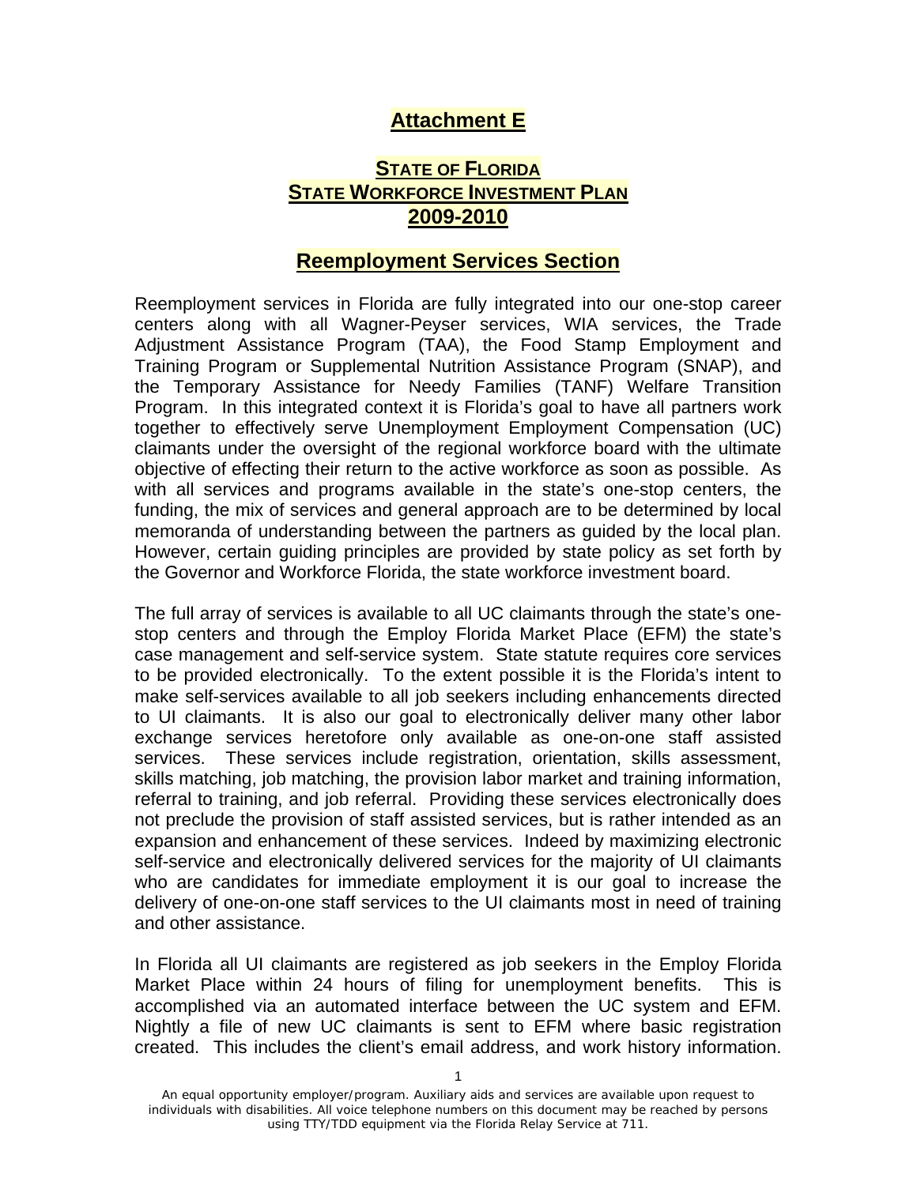# Attachment E

## STATE OF FLORIDA
## STATE WORKFORCE INVESTMENT PLAN
## 2009-2010

## Reemployment Services Section

Reemployment services in Florida are fully integrated into our one-stop career centers along with all Wagner-Peyser services, WIA services, the Trade Adjustment Assistance Program (TAA), the Food Stamp Employment and Training Program or Supplemental Nutrition Assistance Program (SNAP), and the Temporary Assistance for Needy Families (TANF) Welfare Transition Program. In this integrated context it is Florida's goal to have all partners work together to effectively serve Unemployment Employment Compensation (UC) claimants under the oversight of the regional workforce board with the ultimate objective of effecting their return to the active workforce as soon as possible. As with all services and programs available in the state's one-stop centers, the funding, the mix of services and general approach are to be determined by local memoranda of understanding between the partners as guided by the local plan. However, certain guiding principles are provided by state policy as set forth by the Governor and Workforce Florida, the state workforce investment board.

The full array of services is available to all UC claimants through the state's one-stop centers and through the Employ Florida Market Place (EFM) the state's case management and self-service system. State statute requires core services to be provided electronically. To the extent possible it is the Florida's intent to make self-services available to all job seekers including enhancements directed to UI claimants. It is also our goal to electronically deliver many other labor exchange services heretofore only available as one-on-one staff assisted services. These services include registration, orientation, skills assessment, skills matching, job matching, the provision labor market and training information, referral to training, and job referral. Providing these services electronically does not preclude the provision of staff assisted services, but is rather intended as an expansion and enhancement of these services. Indeed by maximizing electronic self-service and electronically delivered services for the majority of UI claimants who are candidates for immediate employment it is our goal to increase the delivery of one-on-one staff services to the UI claimants most in need of training and other assistance.

In Florida all UI claimants are registered as job seekers in the Employ Florida Market Place within 24 hours of filing for unemployment benefits. This is accomplished via an automated interface between the UC system and EFM. Nightly a file of new UC claimants is sent to EFM where basic registration created. This includes the client's email address, and work history information.

An equal opportunity employer/program. Auxiliary aids and services are available upon request to individuals with disabilities. All voice telephone numbers on this document may be reached by persons using TTY/TDD equipment via the Florida Relay Service at 711.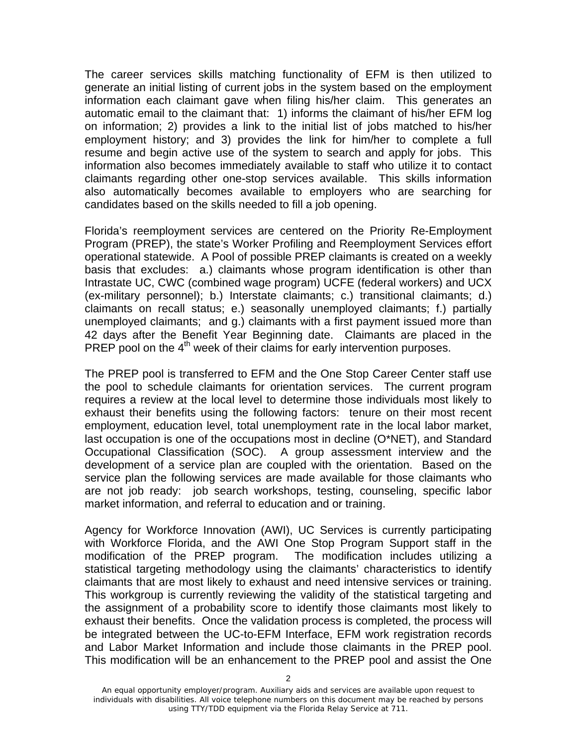The career services skills matching functionality of EFM is then utilized to generate an initial listing of current jobs in the system based on the employment information each claimant gave when filing his/her claim. This generates an automatic email to the claimant that: 1) informs the claimant of his/her EFM log on information; 2) provides a link to the initial list of jobs matched to his/her employment history; and 3) provides the link for him/her to complete a full resume and begin active use of the system to search and apply for jobs. This information also becomes immediately available to staff who utilize it to contact claimants regarding other one-stop services available. This skills information also automatically becomes available to employers who are searching for candidates based on the skills needed to fill a job opening.

Florida's reemployment services are centered on the Priority Re-Employment Program (PREP), the state's Worker Profiling and Reemployment Services effort operational statewide. A Pool of possible PREP claimants is created on a weekly basis that excludes: a.) claimants whose program identification is other than Intrastate UC, CWC (combined wage program) UCFE (federal workers) and UCX (ex-military personnel); b.) Interstate claimants; c.) transitional claimants; d.) claimants on recall status; e.) seasonally unemployed claimants; f.) partially unemployed claimants; and g.) claimants with a first payment issued more than 42 days after the Benefit Year Beginning date. Claimants are placed in the PREP pool on the 4th week of their claims for early intervention purposes.

The PREP pool is transferred to EFM and the One Stop Career Center staff use the pool to schedule claimants for orientation services. The current program requires a review at the local level to determine those individuals most likely to exhaust their benefits using the following factors: tenure on their most recent employment, education level, total unemployment rate in the local labor market, last occupation is one of the occupations most in decline (O*NET), and Standard Occupational Classification (SOC). A group assessment interview and the development of a service plan are coupled with the orientation. Based on the service plan the following services are made available for those claimants who are not job ready: job search workshops, testing, counseling, specific labor market information, and referral to education and or training.

Agency for Workforce Innovation (AWI), UC Services is currently participating with Workforce Florida, and the AWI One Stop Program Support staff in the modification of the PREP program. The modification includes utilizing a statistical targeting methodology using the claimants' characteristics to identify claimants that are most likely to exhaust and need intensive services or training. This workgroup is currently reviewing the validity of the statistical targeting and the assignment of a probability score to identify those claimants most likely to exhaust their benefits. Once the validation process is completed, the process will be integrated between the UC-to-EFM Interface, EFM work registration records and Labor Market Information and include those claimants in the PREP pool. This modification will be an enhancement to the PREP pool and assist the One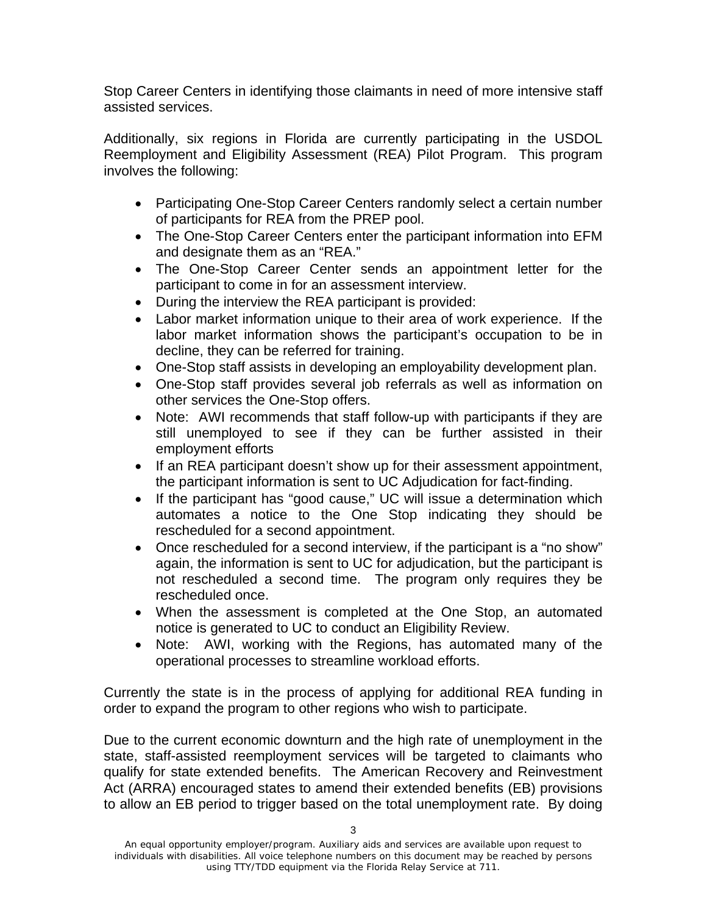Stop Career Centers in identifying those claimants in need of more intensive staff assisted services.

Additionally, six regions in Florida are currently participating in the USDOL Reemployment and Eligibility Assessment (REA) Pilot Program. This program involves the following:

- Participating One-Stop Career Centers randomly select a certain number of participants for REA from the PREP pool.
- The One-Stop Career Centers enter the participant information into EFM and designate them as an "REA."
- The One-Stop Career Center sends an appointment letter for the participant to come in for an assessment interview.
- During the interview the REA participant is provided:
- Labor market information unique to their area of work experience. If the labor market information shows the participant's occupation to be in decline, they can be referred for training.
- One-Stop staff assists in developing an employability development plan.
- One-Stop staff provides several job referrals as well as information on other services the One-Stop offers.
- Note: AWI recommends that staff follow-up with participants if they are still unemployed to see if they can be further assisted in their employment efforts
- If an REA participant doesn't show up for their assessment appointment, the participant information is sent to UC Adjudication for fact-finding.
- If the participant has "good cause," UC will issue a determination which automates a notice to the One Stop indicating they should be rescheduled for a second appointment.
- Once rescheduled for a second interview, if the participant is a "no show" again, the information is sent to UC for adjudication, but the participant is not rescheduled a second time. The program only requires they be rescheduled once.
- When the assessment is completed at the One Stop, an automated notice is generated to UC to conduct an Eligibility Review.
- Note: AWI, working with the Regions, has automated many of the operational processes to streamline workload efforts.

Currently the state is in the process of applying for additional REA funding in order to expand the program to other regions who wish to participate.

Due to the current economic downturn and the high rate of unemployment in the state, staff-assisted reemployment services will be targeted to claimants who qualify for state extended benefits. The American Recovery and Reinvestment Act (ARRA) encouraged states to amend their extended benefits (EB) provisions to allow an EB period to trigger based on the total unemployment rate. By doing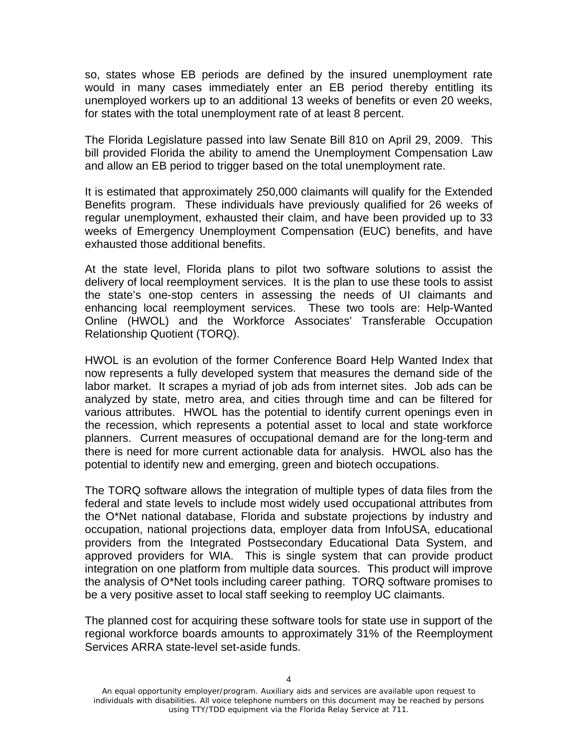so, states whose EB periods are defined by the insured unemployment rate would in many cases immediately enter an EB period thereby entitling its unemployed workers up to an additional 13 weeks of benefits or even 20 weeks, for states with the total unemployment rate of at least 8 percent.

The Florida Legislature passed into law Senate Bill 810 on April 29, 2009. This bill provided Florida the ability to amend the Unemployment Compensation Law and allow an EB period to trigger based on the total unemployment rate.

It is estimated that approximately 250,000 claimants will qualify for the Extended Benefits program. These individuals have previously qualified for 26 weeks of regular unemployment, exhausted their claim, and have been provided up to 33 weeks of Emergency Unemployment Compensation (EUC) benefits, and have exhausted those additional benefits.

At the state level, Florida plans to pilot two software solutions to assist the delivery of local reemployment services. It is the plan to use these tools to assist the state's one-stop centers in assessing the needs of UI claimants and enhancing local reemployment services. These two tools are: Help-Wanted Online (HWOL) and the Workforce Associates' Transferable Occupation Relationship Quotient (TORQ).

HWOL is an evolution of the former Conference Board Help Wanted Index that now represents a fully developed system that measures the demand side of the labor market. It scrapes a myriad of job ads from internet sites. Job ads can be analyzed by state, metro area, and cities through time and can be filtered for various attributes. HWOL has the potential to identify current openings even in the recession, which represents a potential asset to local and state workforce planners. Current measures of occupational demand are for the long-term and there is need for more current actionable data for analysis. HWOL also has the potential to identify new and emerging, green and biotech occupations.

The TORQ software allows the integration of multiple types of data files from the federal and state levels to include most widely used occupational attributes from the O*Net national database, Florida and substate projections by industry and occupation, national projections data, employer data from InfoUSA, educational providers from the Integrated Postsecondary Educational Data System, and approved providers for WIA. This is single system that can provide product integration on one platform from multiple data sources. This product will improve the analysis of O*Net tools including career pathing. TORQ software promises to be a very positive asset to local staff seeking to reemploy UC claimants.

The planned cost for acquiring these software tools for state use in support of the regional workforce boards amounts to approximately 31% of the Reemployment Services ARRA state-level set-aside funds.

An equal opportunity employer/program. Auxiliary aids and services are available upon request to individuals with disabilities. All voice telephone numbers on this document may be reached by persons using TTY/TDD equipment via the Florida Relay Service at 711.